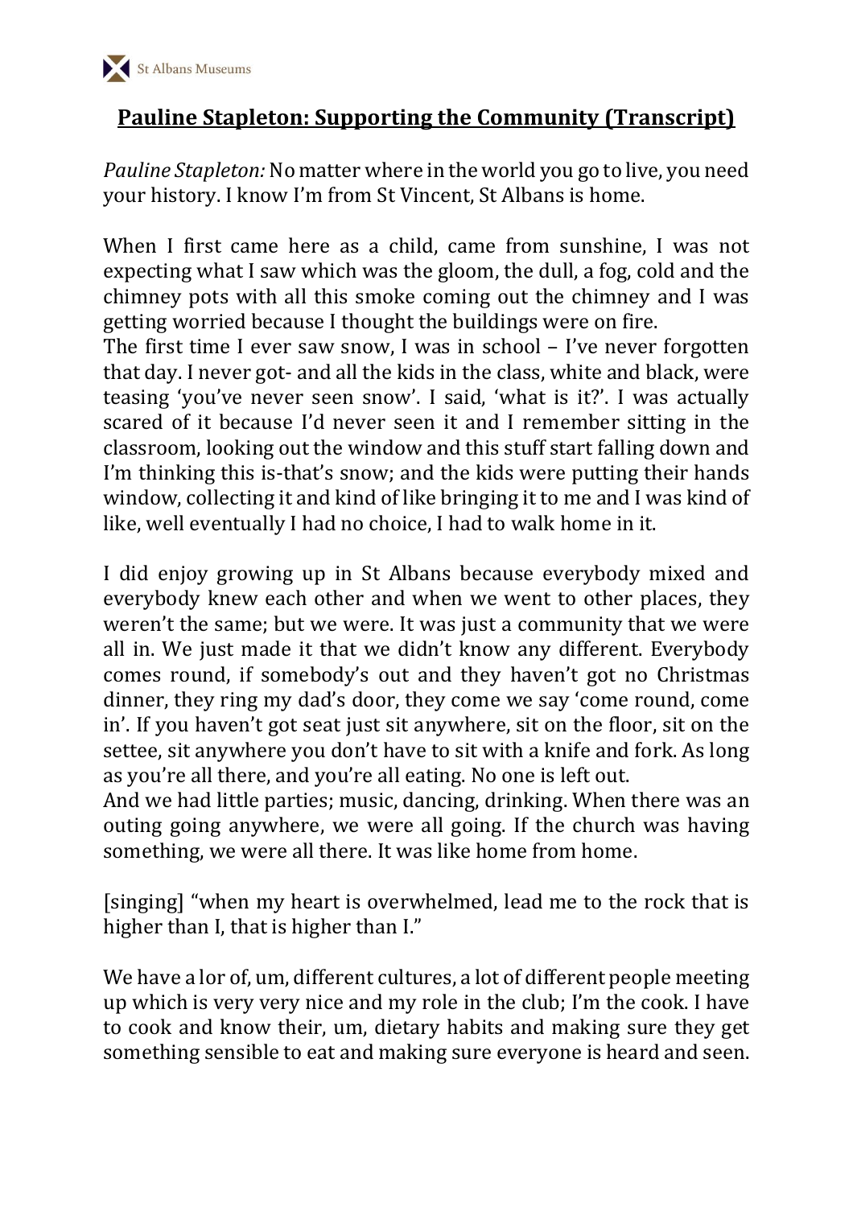# Pauline Stapleton: Supporting the Community (Transcript)

*Pauline Stapleton:* No matter where in the world you go to live, you need your history. I know I'm from St Vincent, St Albans is home.

When I first came here as a child, came from sunshine, I was not expecting what I saw which was the gloom, the dull, a fog, cold and the chimney pots with all this smoke coming out the chimney and I was getting worried because I thought the buildings were on fire.
The first time I ever saw snow, I was in school – I've never forgotten that day. I never got- and all the kids in the class, white and black, were teasing 'you've never seen snow'. I said, 'what is it?'. I was actually scared of it because I'd never seen it and I remember sitting in the classroom, looking out the window and this stuff start falling down and I'm thinking this is-that's snow; and the kids were putting their hands window, collecting it and kind of like bringing it to me and I was kind of like, well eventually I had no choice, I had to walk home in it.

I did enjoy growing up in St Albans because everybody mixed and everybody knew each other and when we went to other places, they weren't the same; but we were. It was just a community that we were all in. We just made it that we didn't know any different. Everybody comes round, if somebody's out and they haven't got no Christmas dinner, they ring my dad's door, they come we say 'come round, come in'. If you haven't got seat just sit anywhere, sit on the floor, sit on the settee, sit anywhere you don't have to sit with a knife and fork. As long as you're all there, and you're all eating. No one is left out.
And we had little parties; music, dancing, drinking. When there was an outing going anywhere, we were all going. If the church was having something, we were all there. It was like home from home.

[singing] "when my heart is overwhelmed, lead me to the rock that is higher than I, that is higher than I."

We have a lor of, um, different cultures, a lot of different people meeting up which is very very nice and my role in the club; I'm the cook. I have to cook and know their, um, dietary habits and making sure they get something sensible to eat and making sure everyone is heard and seen.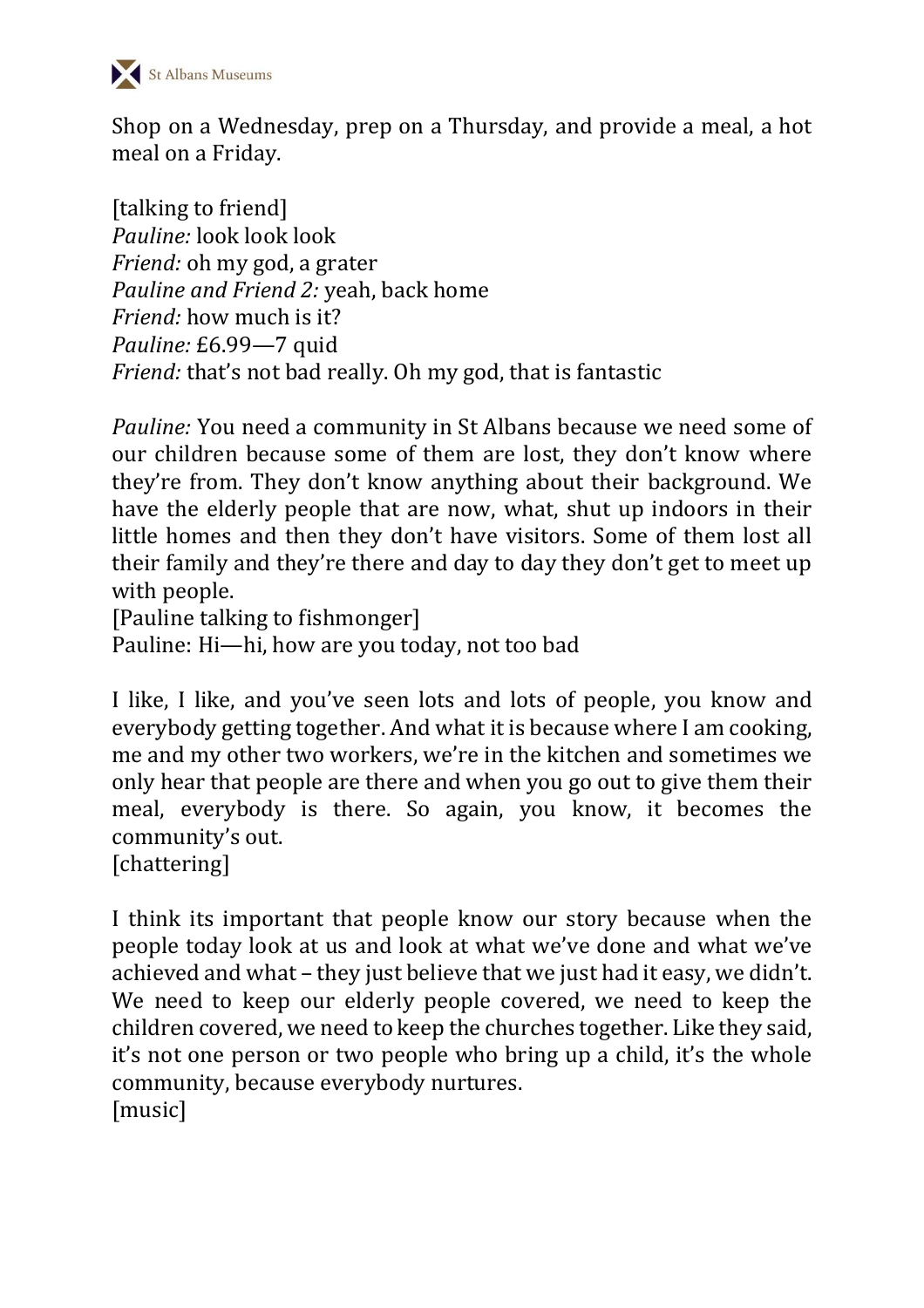Shop on a Wednesday, prep on a Thursday, and provide a meal, a hot meal on a Friday.

[talking to friend]
*Pauline:* look look look
*Friend:* oh my god, a grater
*Pauline and Friend 2:* yeah, back home
*Friend:* how much is it?
*Pauline:* £6.99—7 quid
*Friend:* that's not bad really. Oh my god, that is fantastic

*Pauline:* You need a community in St Albans because we need some of our children because some of them are lost, they don't know where they're from. They don't know anything about their background. We have the elderly people that are now, what, shut up indoors in their little homes and then they don't have visitors. Some of them lost all their family and they're there and day to day they don't get to meet up with people.
[Pauline talking to fishmonger]
Pauline: Hi—hi, how are you today, not too bad

I like, I like, and you've seen lots and lots of people, you know and everybody getting together. And what it is because where I am cooking, me and my other two workers, we're in the kitchen and sometimes we only hear that people are there and when you go out to give them their meal, everybody is there. So again, you know, it becomes the community's out.
[chattering]

I think its important that people know our story because when the people today look at us and look at what we've done and what we've achieved and what – they just believe that we just had it easy, we didn't. We need to keep our elderly people covered, we need to keep the children covered, we need to keep the churches together. Like they said, it's not one person or two people who bring up a child, it's the whole community, because everybody nurtures.
[music]